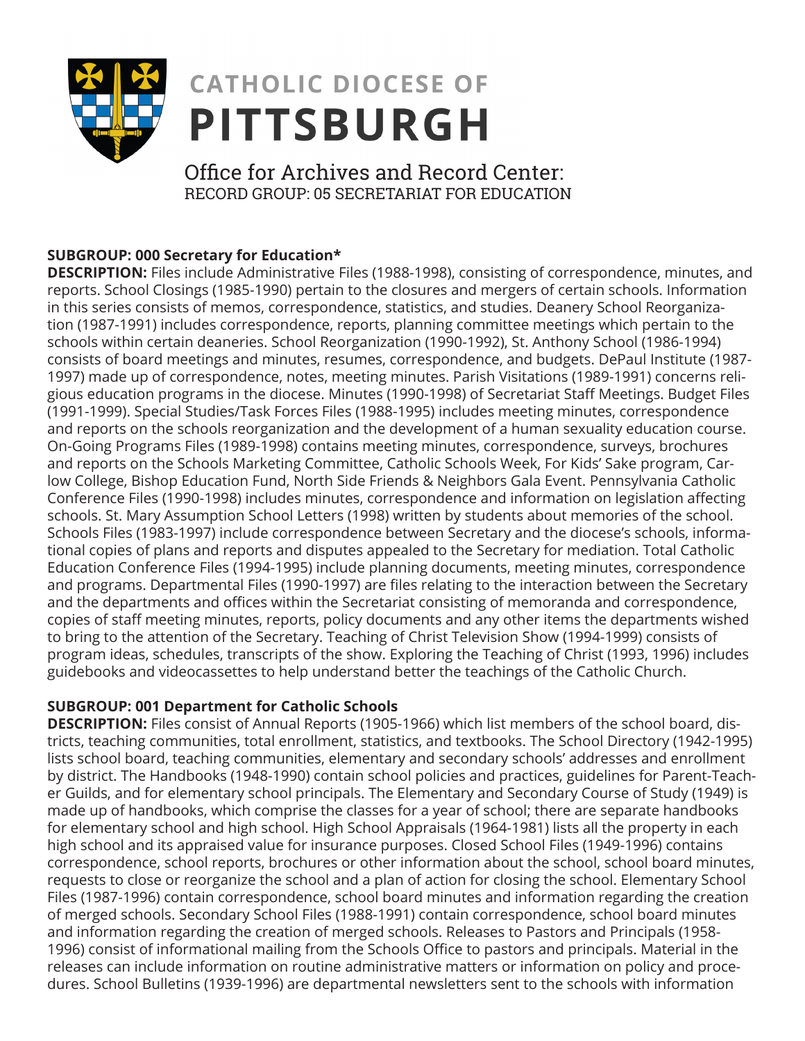# CATHOLIC DIOCESE OF PITTSBURGH

## Office for Archives and Record Center:
RECORD GROUP: 05 SECRETARIAT FOR EDUCATION

**SUBGROUP: 000 Secretary for Education***

**DESCRIPTION:** Files include Administrative Files (1988-1998), consisting of correspondence, minutes, and reports. School Closings (1985-1990) pertain to the closures and mergers of certain schools. Information in this series consists of memos, correspondence, statistics, and studies. Deanery School Reorganization (1987-1991) includes correspondence, reports, planning committee meetings which pertain to the schools within certain deaneries. School Reorganization (1990-1992), St. Anthony School (1986-1994) consists of board meetings and minutes, resumes, correspondence, and budgets. DePaul Institute (1987-1997) made up of correspondence, notes, meeting minutes. Parish Visitations (1989-1991) concerns religious education programs in the diocese. Minutes (1990-1998) of Secretariat Staff Meetings. Budget Files (1991-1999). Special Studies/Task Forces Files (1988-1995) includes meeting minutes, correspondence and reports on the schools reorganization and the development of a human sexuality education course. On-Going Programs Files (1989-1998) contains meeting minutes, correspondence, surveys, brochures and reports on the Schools Marketing Committee, Catholic Schools Week, For Kids' Sake program, Carlow College, Bishop Education Fund, North Side Friends & Neighbors Gala Event. Pennsylvania Catholic Conference Files (1990-1998) includes minutes, correspondence and information on legislation affecting schools. St. Mary Assumption School Letters (1998) written by students about memories of the school. Schools Files (1983-1997) include correspondence between Secretary and the diocese's schools, informational copies of plans and reports and disputes appealed to the Secretary for mediation. Total Catholic Education Conference Files (1994-1995) include planning documents, meeting minutes, correspondence and programs. Departmental Files (1990-1997) are files relating to the interaction between the Secretary and the departments and offices within the Secretariat consisting of memoranda and correspondence, copies of staff meeting minutes, reports, policy documents and any other items the departments wished to bring to the attention of the Secretary. Teaching of Christ Television Show (1994-1999) consists of program ideas, schedules, transcripts of the show. Exploring the Teaching of Christ (1993, 1996) includes guidebooks and videocassettes to help understand better the teachings of the Catholic Church.

**SUBGROUP: 001 Department for Catholic Schools**

**DESCRIPTION:** Files consist of Annual Reports (1905-1966) which list members of the school board, districts, teaching communities, total enrollment, statistics, and textbooks. The School Directory (1942-1995) lists school board, teaching communities, elementary and secondary schools' addresses and enrollment by district. The Handbooks (1948-1990) contain school policies and practices, guidelines for Parent-Teacher Guilds, and for elementary school principals. The Elementary and Secondary Course of Study (1949) is made up of handbooks, which comprise the classes for a year of school; there are separate handbooks for elementary school and high school. High School Appraisals (1964-1981) lists all the property in each high school and its appraised value for insurance purposes. Closed School Files (1949-1996) contains correspondence, school reports, brochures or other information about the school, school board minutes, requests to close or reorganize the school and a plan of action for closing the school. Elementary School Files (1987-1996) contain correspondence, school board minutes and information regarding the creation of merged schools. Secondary School Files (1988-1991) contain correspondence, school board minutes and information regarding the creation of merged schools. Releases to Pastors and Principals (1958-1996) consist of informational mailing from the Schools Office to pastors and principals. Material in the releases can include information on routine administrative matters or information on policy and procedures. School Bulletins (1939-1996) are departmental newsletters sent to the schools with information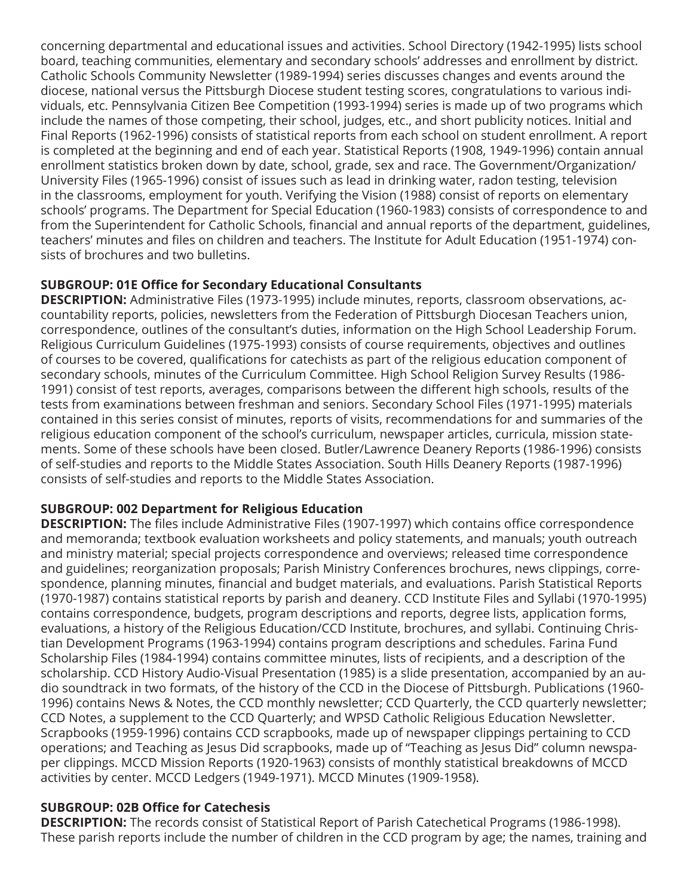concerning departmental and educational issues and activities. School Directory (1942-1995) lists school board, teaching communities, elementary and secondary schools' addresses and enrollment by district. Catholic Schools Community Newsletter (1989-1994) series discusses changes and events around the diocese, national versus the Pittsburgh Diocese student testing scores, congratulations to various individuals, etc. Pennsylvania Citizen Bee Competition (1993-1994) series is made up of two programs which include the names of those competing, their school, judges, etc., and short publicity notices. Initial and Final Reports (1962-1996) consists of statistical reports from each school on student enrollment. A report is completed at the beginning and end of each year. Statistical Reports (1908, 1949-1996) contain annual enrollment statistics broken down by date, school, grade, sex and race. The Government/Organization/University Files (1965-1996) consist of issues such as lead in drinking water, radon testing, television in the classrooms, employment for youth. Verifying the Vision (1988) consist of reports on elementary schools' programs. The Department for Special Education (1960-1983) consists of correspondence to and from the Superintendent for Catholic Schools, financial and annual reports of the department, guidelines, teachers' minutes and files on children and teachers. The Institute for Adult Education (1951-1974) consists of brochures and two bulletins.

**SUBGROUP: 01E Office for Secondary Educational Consultants**
**DESCRIPTION:** Administrative Files (1973-1995) include minutes, reports, classroom observations, accountability reports, policies, newsletters from the Federation of Pittsburgh Diocesan Teachers union, correspondence, outlines of the consultant's duties, information on the High School Leadership Forum. Religious Curriculum Guidelines (1975-1993) consists of course requirements, objectives and outlines of courses to be covered, qualifications for catechists as part of the religious education component of secondary schools, minutes of the Curriculum Committee. High School Religion Survey Results (1986-1991) consist of test reports, averages, comparisons between the different high schools, results of the tests from examinations between freshman and seniors. Secondary School Files (1971-1995) materials contained in this series consist of minutes, reports of visits, recommendations for and summaries of the religious education component of the school's curriculum, newspaper articles, curricula, mission statements. Some of these schools have been closed. Butler/Lawrence Deanery Reports (1986-1996) consists of self-studies and reports to the Middle States Association. South Hills Deanery Reports (1987-1996) consists of self-studies and reports to the Middle States Association.

**SUBGROUP: 002 Department for Religious Education**
**DESCRIPTION:** The files include Administrative Files (1907-1997) which contains office correspondence and memoranda; textbook evaluation worksheets and policy statements, and manuals; youth outreach and ministry material; special projects correspondence and overviews; released time correspondence and guidelines; reorganization proposals; Parish Ministry Conferences brochures, news clippings, correspondence, planning minutes, financial and budget materials, and evaluations. Parish Statistical Reports (1970-1987) contains statistical reports by parish and deanery. CCD Institute Files and Syllabi (1970-1995) contains correspondence, budgets, program descriptions and reports, degree lists, application forms, evaluations, a history of the Religious Education/CCD Institute, brochures, and syllabi. Continuing Christian Development Programs (1963-1994) contains program descriptions and schedules. Farina Fund Scholarship Files (1984-1994) contains committee minutes, lists of recipients, and a description of the scholarship. CCD History Audio-Visual Presentation (1985) is a slide presentation, accompanied by an audio soundtrack in two formats, of the history of the CCD in the Diocese of Pittsburgh. Publications (1960-1996) contains News & Notes, the CCD monthly newsletter; CCD Quarterly, the CCD quarterly newsletter; CCD Notes, a supplement to the CCD Quarterly; and WPSD Catholic Religious Education Newsletter. Scrapbooks (1959-1996) contains CCD scrapbooks, made up of newspaper clippings pertaining to CCD operations; and Teaching as Jesus Did scrapbooks, made up of "Teaching as Jesus Did" column newspaper clippings. MCCD Mission Reports (1920-1963) consists of monthly statistical breakdowns of MCCD activities by center. MCCD Ledgers (1949-1971). MCCD Minutes (1909-1958).

**SUBGROUP: 02B Office for Catechesis**
**DESCRIPTION:** The records consist of Statistical Report of Parish Catechetical Programs (1986-1998). These parish reports include the number of children in the CCD program by age; the names, training and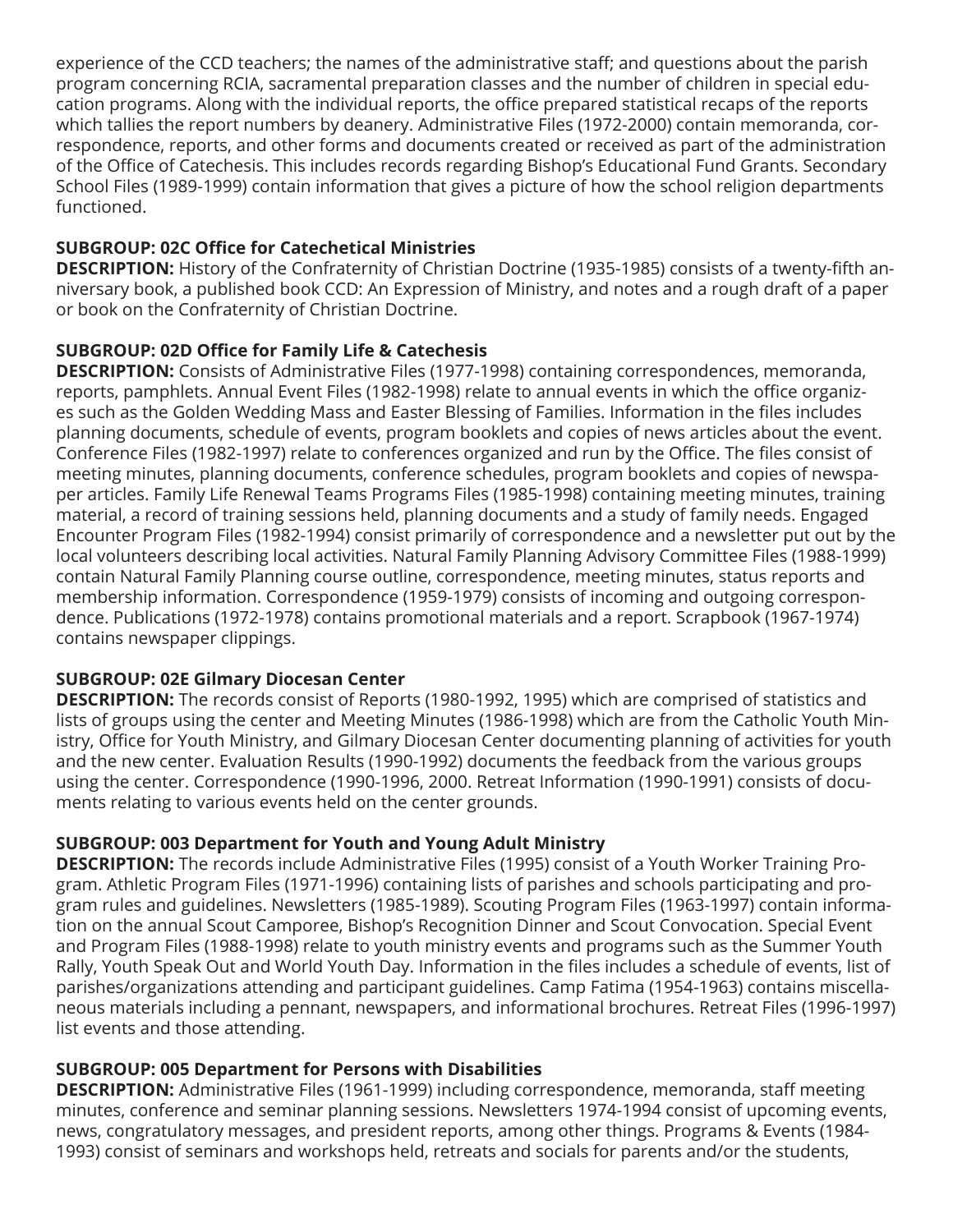experience of the CCD teachers; the names of the administrative staff; and questions about the parish program concerning RCIA, sacramental preparation classes and the number of children in special education programs. Along with the individual reports, the office prepared statistical recaps of the reports which tallies the report numbers by deanery. Administrative Files (1972-2000) contain memoranda, correspondence, reports, and other forms and documents created or received as part of the administration of the Office of Catechesis. This includes records regarding Bishop's Educational Fund Grants. Secondary School Files (1989-1999) contain information that gives a picture of how the school religion departments functioned.

**SUBGROUP: 02C Office for Catechetical Ministries**
**DESCRIPTION:** History of the Confraternity of Christian Doctrine (1935-1985) consists of a twenty-fifth anniversary book, a published book CCD: An Expression of Ministry, and notes and a rough draft of a paper or book on the Confraternity of Christian Doctrine.

**SUBGROUP: 02D Office for Family Life & Catechesis**
**DESCRIPTION:** Consists of Administrative Files (1977-1998) containing correspondences, memoranda, reports, pamphlets. Annual Event Files (1982-1998) relate to annual events in which the office organizes such as the Golden Wedding Mass and Easter Blessing of Families. Information in the files includes planning documents, schedule of events, program booklets and copies of news articles about the event. Conference Files (1982-1997) relate to conferences organized and run by the Office. The files consist of meeting minutes, planning documents, conference schedules, program booklets and copies of newspaper articles. Family Life Renewal Teams Programs Files (1985-1998) containing meeting minutes, training material, a record of training sessions held, planning documents and a study of family needs. Engaged Encounter Program Files (1982-1994) consist primarily of correspondence and a newsletter put out by the local volunteers describing local activities. Natural Family Planning Advisory Committee Files (1988-1999) contain Natural Family Planning course outline, correspondence, meeting minutes, status reports and membership information. Correspondence (1959-1979) consists of incoming and outgoing correspondence. Publications (1972-1978) contains promotional materials and a report. Scrapbook (1967-1974) contains newspaper clippings.

**SUBGROUP: 02E Gilmary Diocesan Center**
**DESCRIPTION:** The records consist of Reports (1980-1992, 1995) which are comprised of statistics and lists of groups using the center and Meeting Minutes (1986-1998) which are from the Catholic Youth Ministry, Office for Youth Ministry, and Gilmary Diocesan Center documenting planning of activities for youth and the new center. Evaluation Results (1990-1992) documents the feedback from the various groups using the center. Correspondence (1990-1996, 2000. Retreat Information (1990-1991) consists of documents relating to various events held on the center grounds.

**SUBGROUP: 003 Department for Youth and Young Adult Ministry**
**DESCRIPTION:** The records include Administrative Files (1995) consist of a Youth Worker Training Program. Athletic Program Files (1971-1996) containing lists of parishes and schools participating and program rules and guidelines. Newsletters (1985-1989). Scouting Program Files (1963-1997) contain information on the annual Scout Camporee, Bishop's Recognition Dinner and Scout Convocation. Special Event and Program Files (1988-1998) relate to youth ministry events and programs such as the Summer Youth Rally, Youth Speak Out and World Youth Day. Information in the files includes a schedule of events, list of parishes/organizations attending and participant guidelines. Camp Fatima (1954-1963) contains miscellaneous materials including a pennant, newspapers, and informational brochures. Retreat Files (1996-1997) list events and those attending.

**SUBGROUP: 005 Department for Persons with Disabilities**
**DESCRIPTION:** Administrative Files (1961-1999) including correspondence, memoranda, staff meeting minutes, conference and seminar planning sessions. Newsletters 1974-1994 consist of upcoming events, news, congratulatory messages, and president reports, among other things. Programs & Events (1984-1993) consist of seminars and workshops held, retreats and socials for parents and/or the students,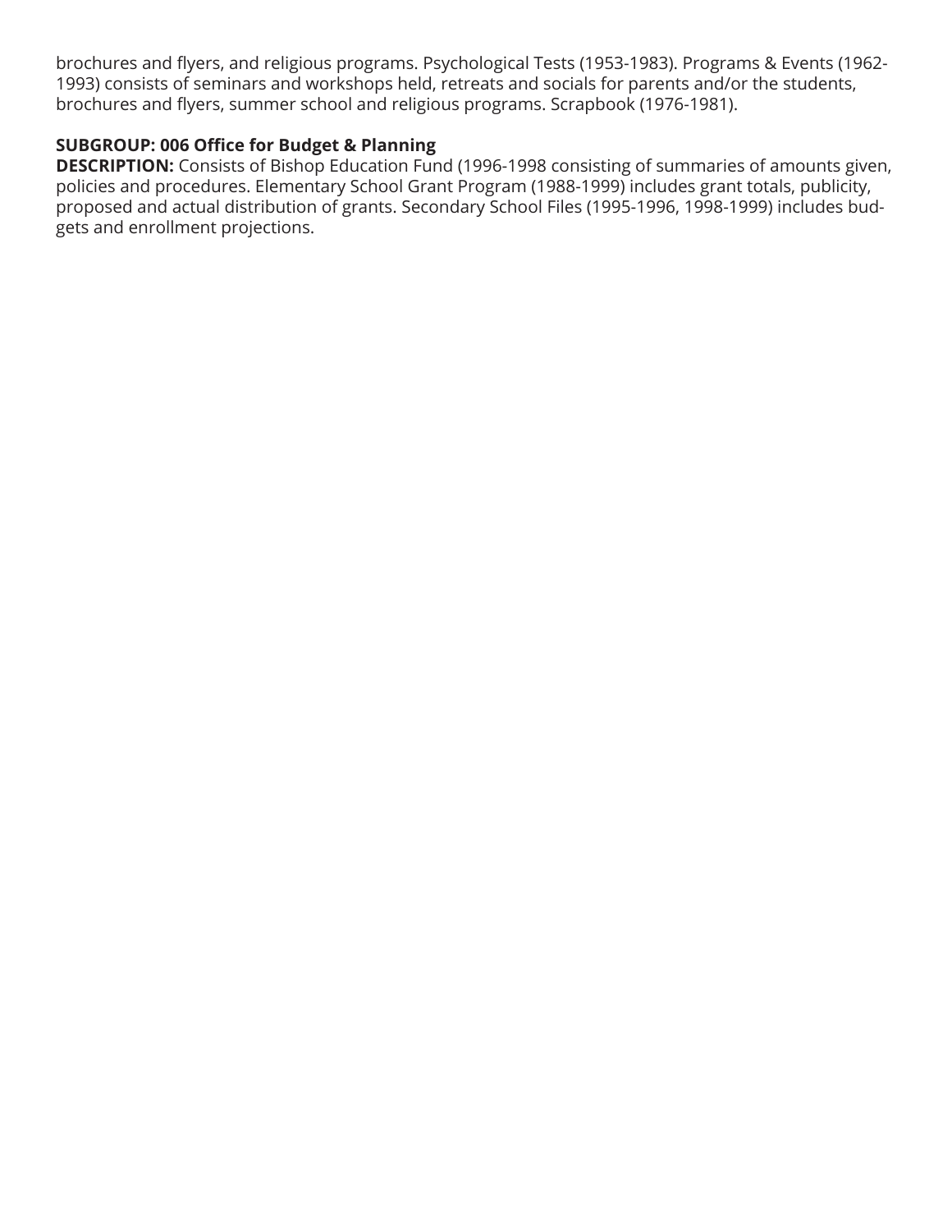brochures and flyers, and religious programs. Psychological Tests (1953-1983). Programs & Events (1962-1993) consists of seminars and workshops held, retreats and socials for parents and/or the students, brochures and flyers, summer school and religious programs. Scrapbook (1976-1981).

**SUBGROUP: 006 Office for Budget & Planning**
**DESCRIPTION:** Consists of Bishop Education Fund (1996-1998 consisting of summaries of amounts given, policies and procedures. Elementary School Grant Program (1988-1999) includes grant totals, publicity, proposed and actual distribution of grants. Secondary School Files (1995-1996, 1998-1999) includes budgets and enrollment projections.